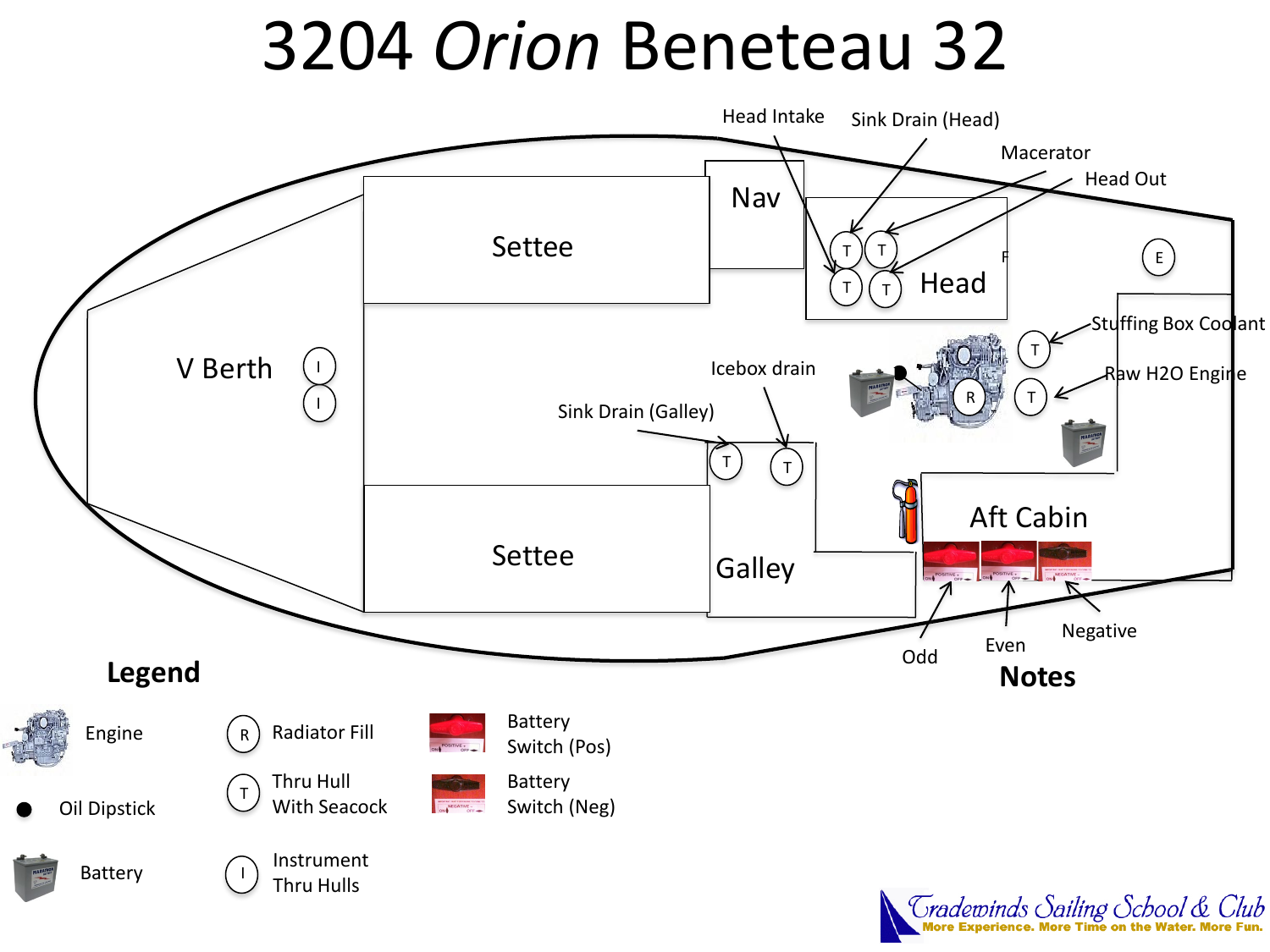# 3204 *Orion* Beneteau 32

Settee

Nav

Head

V Berth

Settee

Galley

Aft Cabin

Head Intake

Sink Drain (Head)

Macerator

Head Out

Stuffing Box Coolant

Raw H2O Engine

Icebox drain

Sink Drain (Galley)

Odd

Even

Negative

## Legend

| | | | | | |
|---|---|---|---|---|---|
| | Engine | R | Radiator Fill | | Battery Switch (Pos) |
| ● | Oil Dipstick | T | Thru Hull With Seacock | | Battery Switch (Neg) |
| | Battery | I | Instrument Thru Hulls | | |

## Notes

Tradewinds Sailing School & Club

More Experience. More Time on the Water. More Fun.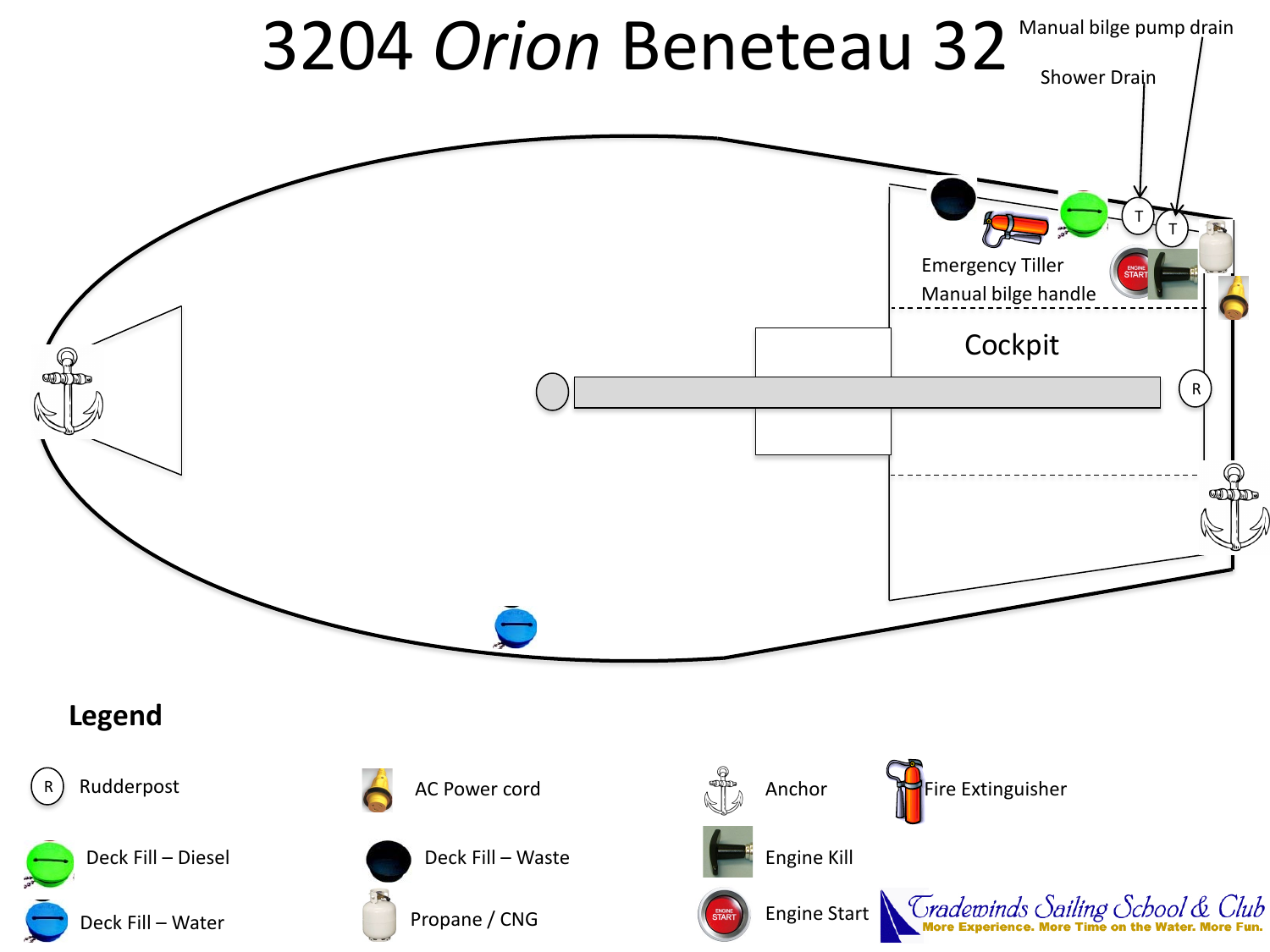# 3204 *Orion* Beneteau 32

Manual bilge pump drain

Shower Drain

Emergency Tiller

Manual bilge handle

Cockpit

## Legend

| Symbol | Meaning |
|---|---|
| R | Rudderpost |
| | AC Power cord |
| | Anchor |
| | Fire Extinguisher |
| | Deck Fill – Diesel |
| | Deck Fill – Waste |
| | Engine Kill |
| | Deck Fill – Water |
| | Propane / CNG |
| | Engine Start |

Tradewinds Sailing School & Club
More Experience. More Time on the Water. More Fun.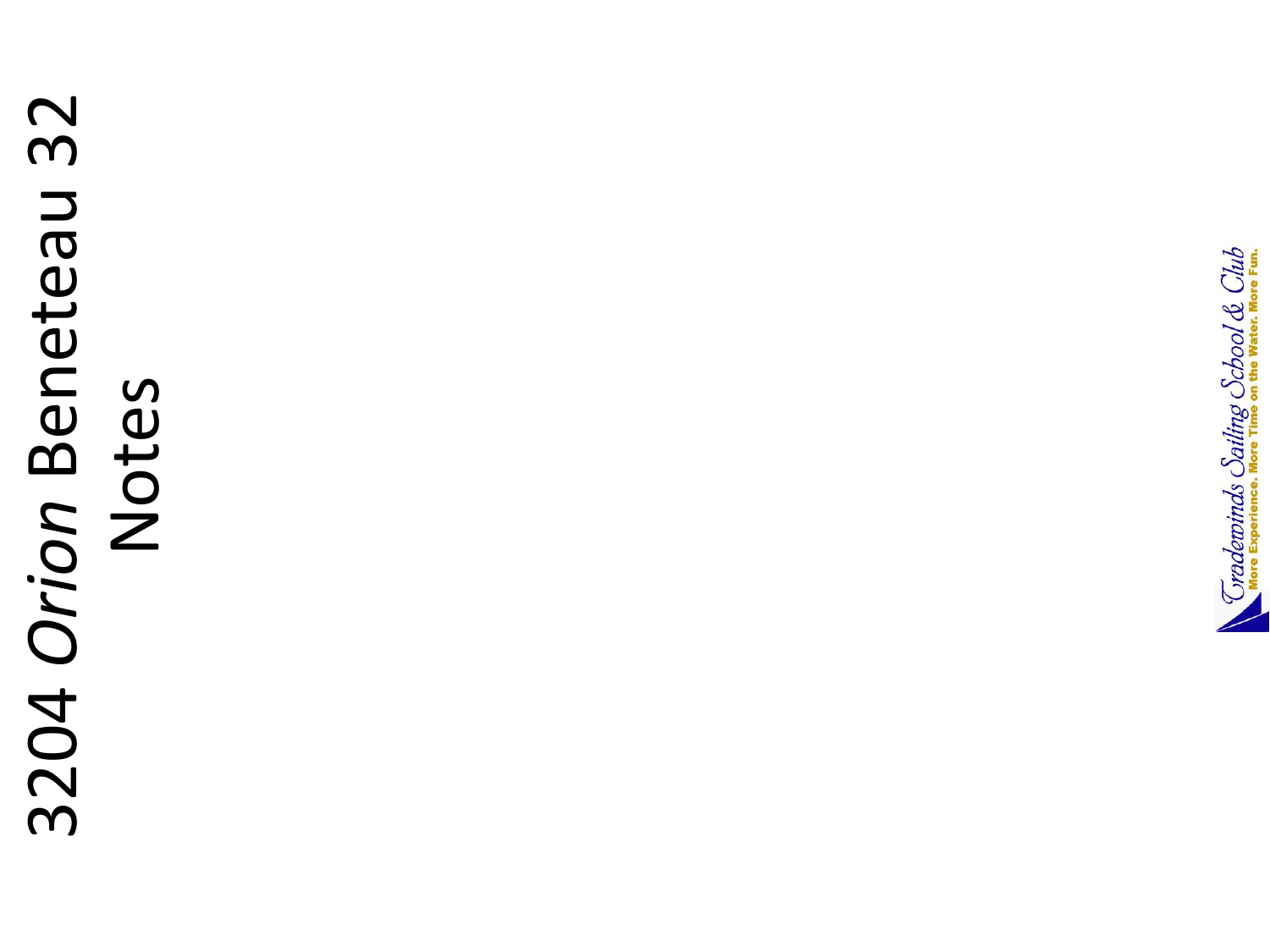# 3204 *Orion* Beneteau 32 Notes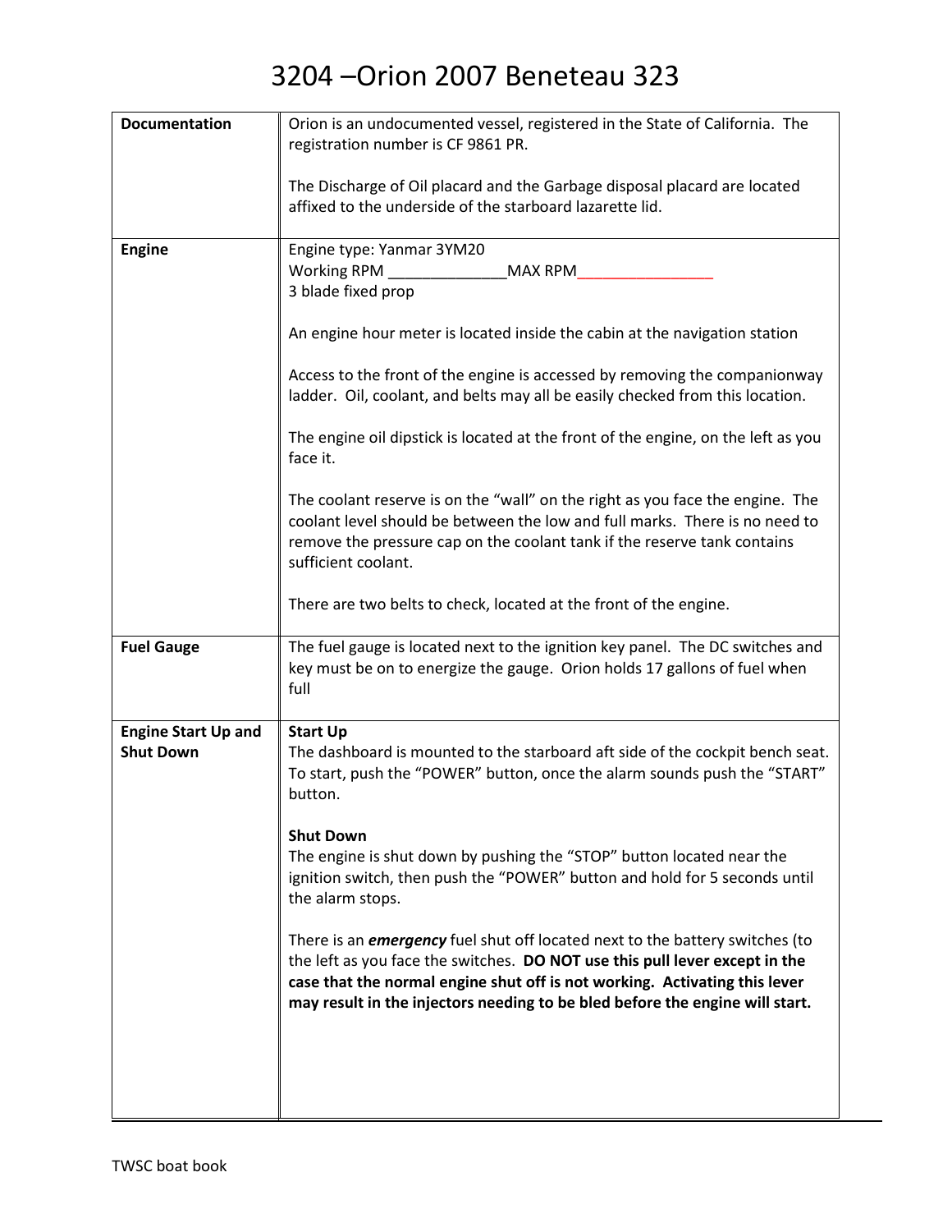# 3204 –Orion 2007 Beneteau 323

| | |
|---|---|
| **Documentation** | Orion is an undocumented vessel, registered in the State of California. The registration number is CF 9861 PR.<br><br>The Discharge of Oil placard and the Garbage disposal placard are located affixed to the underside of the starboard lazarette lid. |
| **Engine** | Engine type: Yanmar 3YM20<br>Working RPM ______________MAX RPM________________<br>3 blade fixed prop<br><br>An engine hour meter is located inside the cabin at the navigation station<br><br>Access to the front of the engine is accessed by removing the companionway ladder. Oil, coolant, and belts may all be easily checked from this location.<br><br>The engine oil dipstick is located at the front of the engine, on the left as you face it.<br><br>The coolant reserve is on the "wall" on the right as you face the engine. The coolant level should be between the low and full marks. There is no need to remove the pressure cap on the coolant tank if the reserve tank contains sufficient coolant.<br><br>There are two belts to check, located at the front of the engine. |
| **Fuel Gauge** | The fuel gauge is located next to the ignition key panel. The DC switches and key must be on to energize the gauge. Orion holds 17 gallons of fuel when full |
| **Engine Start Up and Shut Down** | **Start Up**<br>The dashboard is mounted to the starboard aft side of the cockpit bench seat. To start, push the "POWER" button, once the alarm sounds push the "START" button.<br><br>**Shut Down**<br>The engine is shut down by pushing the "STOP" button located near the ignition switch, then push the "POWER" button and hold for 5 seconds until the alarm stops.<br><br>There is an ***emergency*** fuel shut off located next to the battery switches (to the left as you face the switches. **DO NOT use this pull lever except in the case that the normal engine shut off is not working. Activating this lever may result in the injectors needing to be bled before the engine will start.** |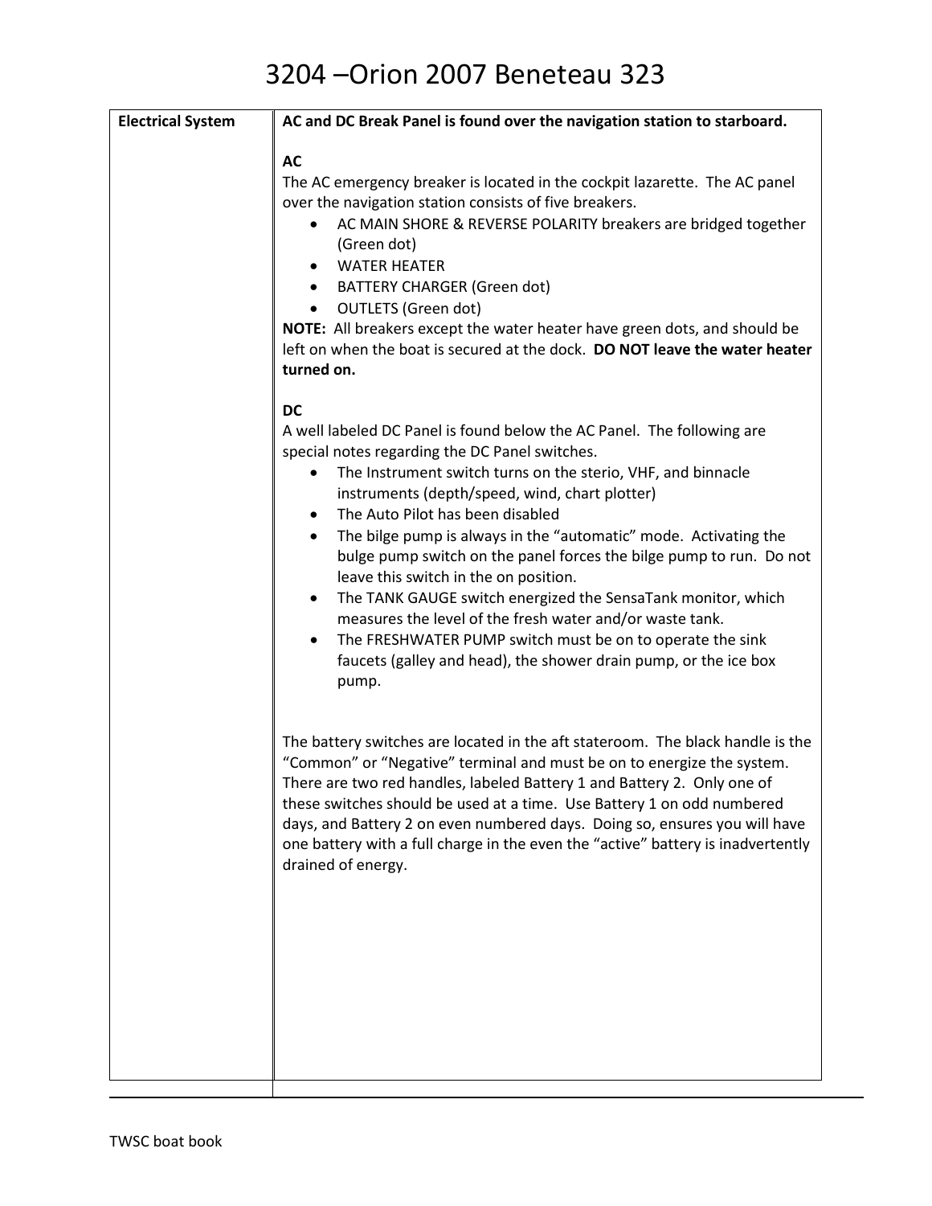# 3204 –Orion 2007 Beneteau 323

| Electrical System | AC and DC Break Panel is found over the navigation station to starboard. |
|---|---|
| | **AC**<br>The AC emergency breaker is located in the cockpit lazarette. The AC panel over the navigation station consists of five breakers.<br>• AC MAIN SHORE & REVERSE POLARITY breakers are bridged together (Green dot)<br>• WATER HEATER<br>• BATTERY CHARGER (Green dot)<br>• OUTLETS (Green dot)<br>**NOTE:** All breakers except the water heater have green dots, and should be left on when the boat is secured at the dock. **DO NOT leave the water heater turned on.**<br><br>**DC**<br>A well labeled DC Panel is found below the AC Panel. The following are special notes regarding the DC Panel switches.<br>• The Instrument switch turns on the sterio, VHF, and binnacle instruments (depth/speed, wind, chart plotter)<br>• The Auto Pilot has been disabled<br>• The bilge pump is always in the "automatic" mode. Activating the bulge pump switch on the panel forces the bilge pump to run. Do not leave this switch in the on position.<br>• The TANK GAUGE switch energized the SensaTank monitor, which measures the level of the fresh water and/or waste tank.<br>• The FRESHWATER PUMP switch must be on to operate the sink faucets (galley and head), the shower drain pump, or the ice box pump.<br><br>The battery switches are located in the aft stateroom. The black handle is the "Common" or "Negative" terminal and must be on to energize the system. There are two red handles, labeled Battery 1 and Battery 2. Only one of these switches should be used at a time. Use Battery 1 on odd numbered days, and Battery 2 on even numbered days. Doing so, ensures you will have one battery with a full charge in the even the "active" battery is inadvertently drained of energy. |

TWSC boat book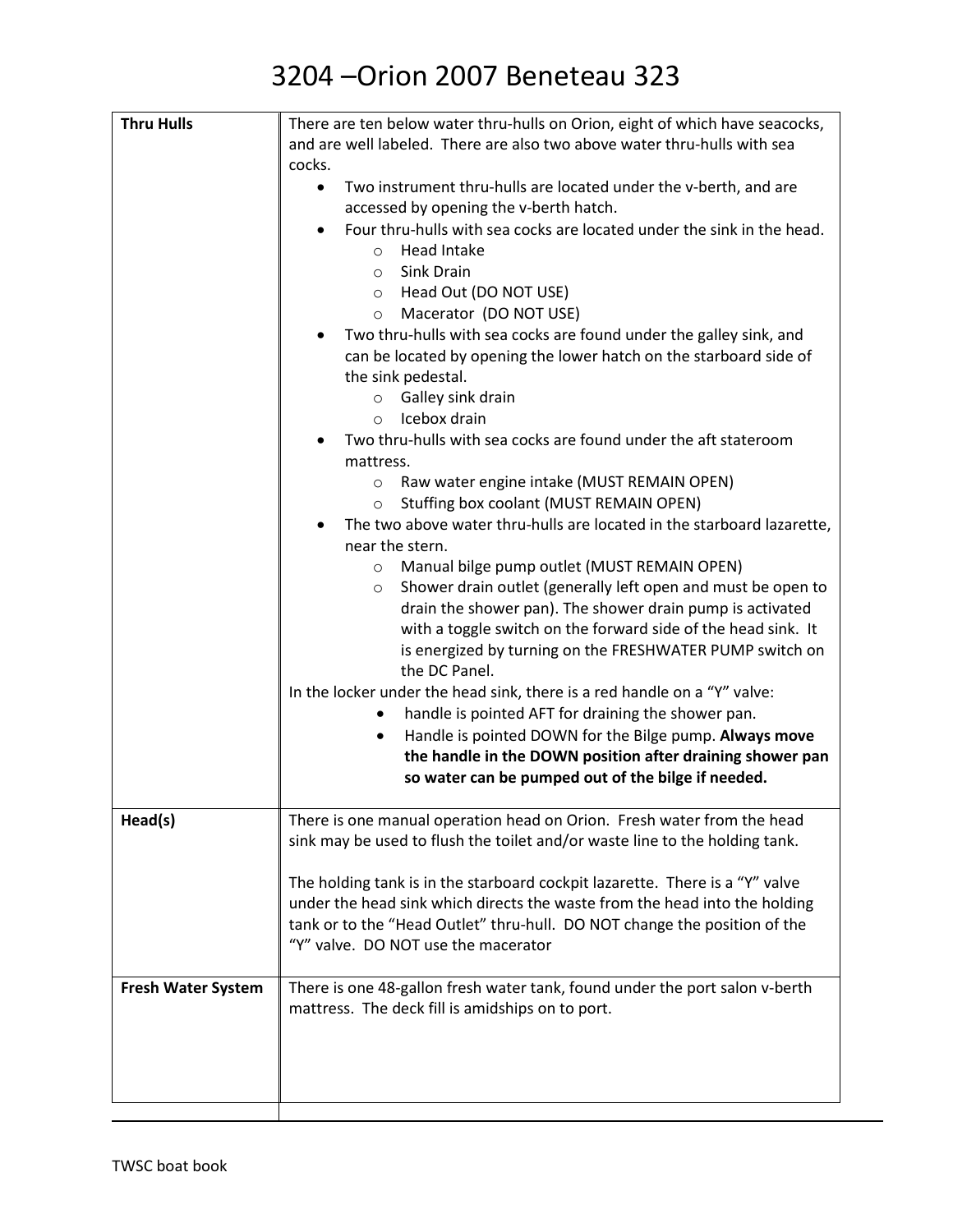# 3204 –Orion 2007 Beneteau 323

| | |
|---|---|
| **Thru Hulls** | There are ten below water thru-hulls on Orion, eight of which have seacocks, and are well labeled. There are also two above water thru-hulls with sea cocks.<br>• Two instrument thru-hulls are located under the v-berth, and are accessed by opening the v-berth hatch.<br>• Four thru-hulls with sea cocks are located under the sink in the head.<br>  ○ Head Intake<br>  ○ Sink Drain<br>  ○ Head Out (DO NOT USE)<br>  ○ Macerator (DO NOT USE)<br>• Two thru-hulls with sea cocks are found under the galley sink, and can be located by opening the lower hatch on the starboard side of the sink pedestal.<br>  ○ Galley sink drain<br>  ○ Icebox drain<br>• Two thru-hulls with sea cocks are found under the aft stateroom mattress.<br>  ○ Raw water engine intake (MUST REMAIN OPEN)<br>  ○ Stuffing box coolant (MUST REMAIN OPEN)<br>• The two above water thru-hulls are located in the starboard lazarette, near the stern.<br>  ○ Manual bilge pump outlet (MUST REMAIN OPEN)<br>  ○ Shower drain outlet (generally left open and must be open to drain the shower pan). The shower drain pump is activated with a toggle switch on the forward side of the head sink. It is energized by turning on the FRESHWATER PUMP switch on the DC Panel.<br>In the locker under the head sink, there is a red handle on a "Y" valve:<br>• handle is pointed AFT for draining the shower pan.<br>• Handle is pointed DOWN for the Bilge pump. **Always move the handle in the DOWN position after draining shower pan so water can be pumped out of the bilge if needed.** |
| **Head(s)** | There is one manual operation head on Orion. Fresh water from the head sink may be used to flush the toilet and/or waste line to the holding tank.<br><br>The holding tank is in the starboard cockpit lazarette. There is a "Y" valve under the head sink which directs the waste from the head into the holding tank or to the "Head Outlet" thru-hull. DO NOT change the position of the "Y" valve. DO NOT use the macerator |
| **Fresh Water System** | There is one 48-gallon fresh water tank, found under the port salon v-berth mattress. The deck fill is amidships on to port. |

TWSC boat book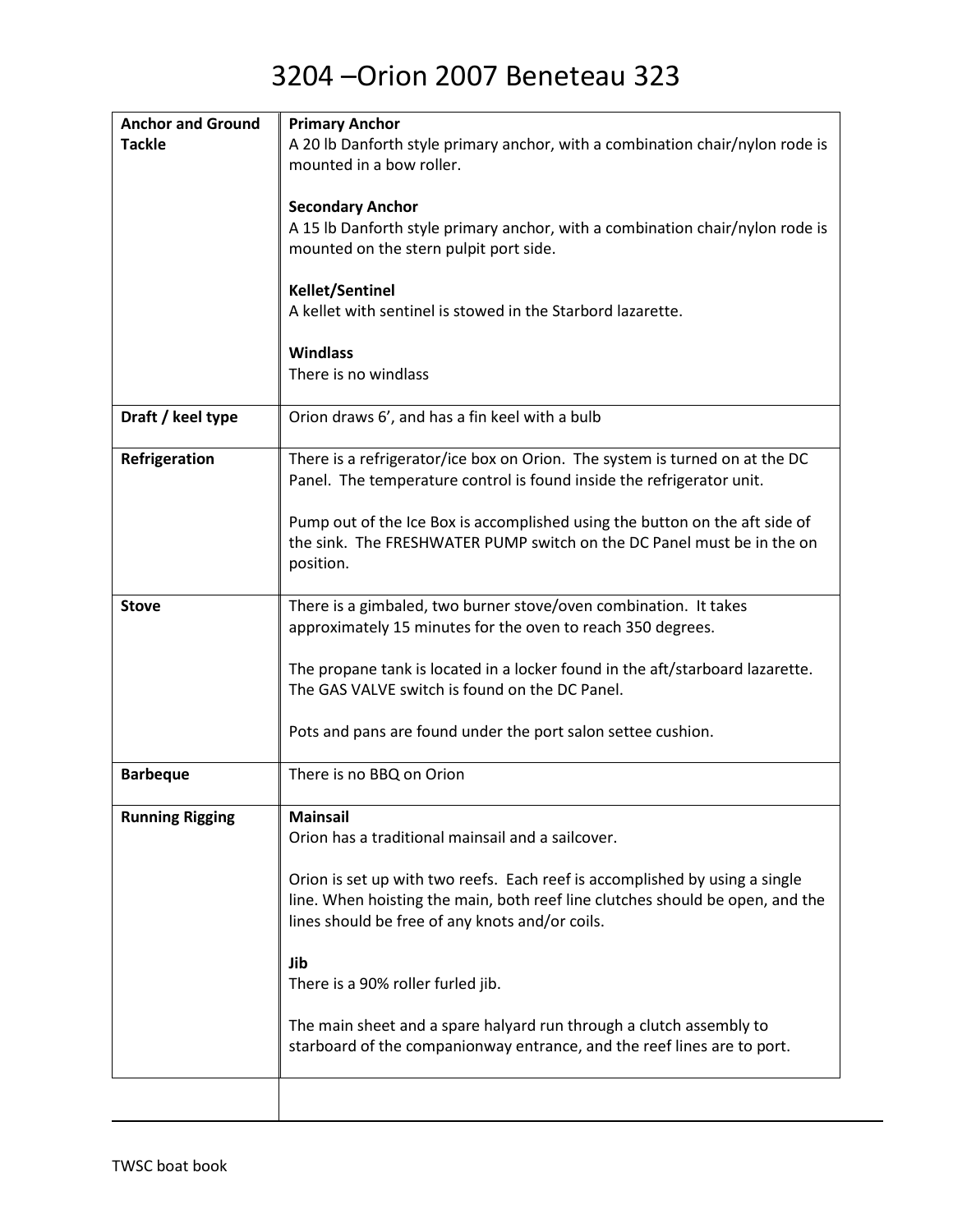# 3204 –Orion 2007 Beneteau 323

| | |
|---|---|
| **Anchor and Ground Tackle** | **Primary Anchor**<br>A 20 lb Danforth style primary anchor, with a combination chair/nylon rode is mounted in a bow roller.<br><br>**Secondary Anchor**<br>A 15 lb Danforth style primary anchor, with a combination chair/nylon rode is mounted on the stern pulpit port side.<br><br>**Kellet/Sentinel**<br>A kellet with sentinel is stowed in the Starbord lazarette.<br><br>**Windlass**<br>There is no windlass |
| **Draft / keel type** | Orion draws 6', and has a fin keel with a bulb |
| **Refrigeration** | There is a refrigerator/ice box on Orion. The system is turned on at the DC Panel. The temperature control is found inside the refrigerator unit.<br><br>Pump out of the Ice Box is accomplished using the button on the aft side of the sink. The FRESHWATER PUMP switch on the DC Panel must be in the on position. |
| **Stove** | There is a gimbaled, two burner stove/oven combination. It takes approximately 15 minutes for the oven to reach 350 degrees.<br><br>The propane tank is located in a locker found in the aft/starboard lazarette. The GAS VALVE switch is found on the DC Panel.<br><br>Pots and pans are found under the port salon settee cushion. |
| **Barbeque** | There is no BBQ on Orion |
| **Running Rigging** | **Mainsail**<br>Orion has a traditional mainsail and a sailcover.<br><br>Orion is set up with two reefs. Each reef is accomplished by using a single line. When hoisting the main, both reef line clutches should be open, and the lines should be free of any knots and/or coils.<br><br>**Jib**<br>There is a 90% roller furled jib.<br><br>The main sheet and a spare halyard run through a clutch assembly to starboard of the companionway entrance, and the reef lines are to port. |
| | |